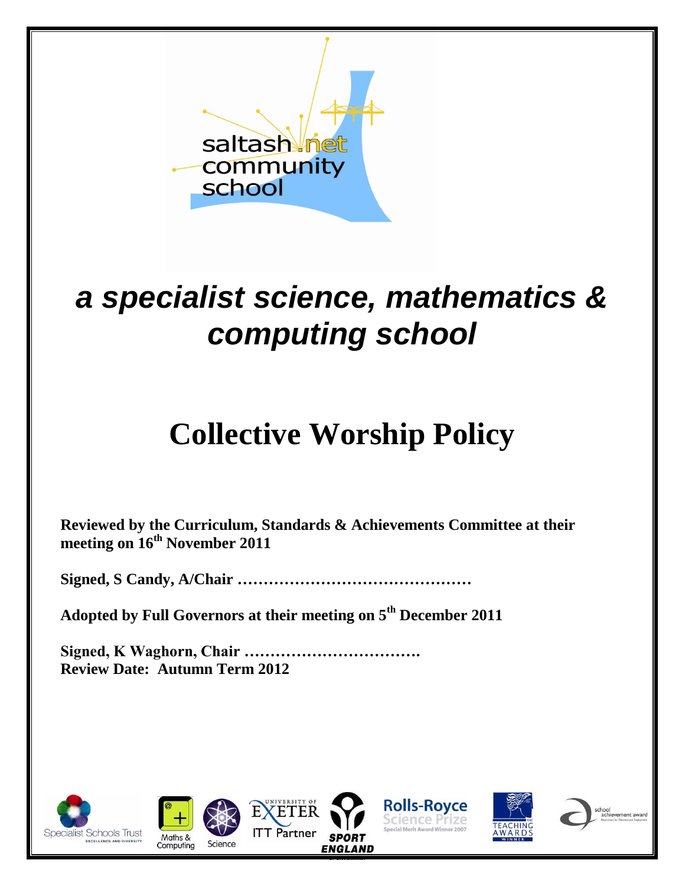saltash.net community school

# *a specialist science, mathematics & computing school*

# Collective Worship Policy

**Reviewed by the Curriculum, Standards & Achievements Committee at their meeting on 16th November 2011**

**Signed, S Candy, A/Chair ………………………………………**

**Adopted by Full Governors at their meeting on 5th December 2011**

**Signed, K Waghorn, Chair …………………………….**
**Review Date: Autumn Term 2012**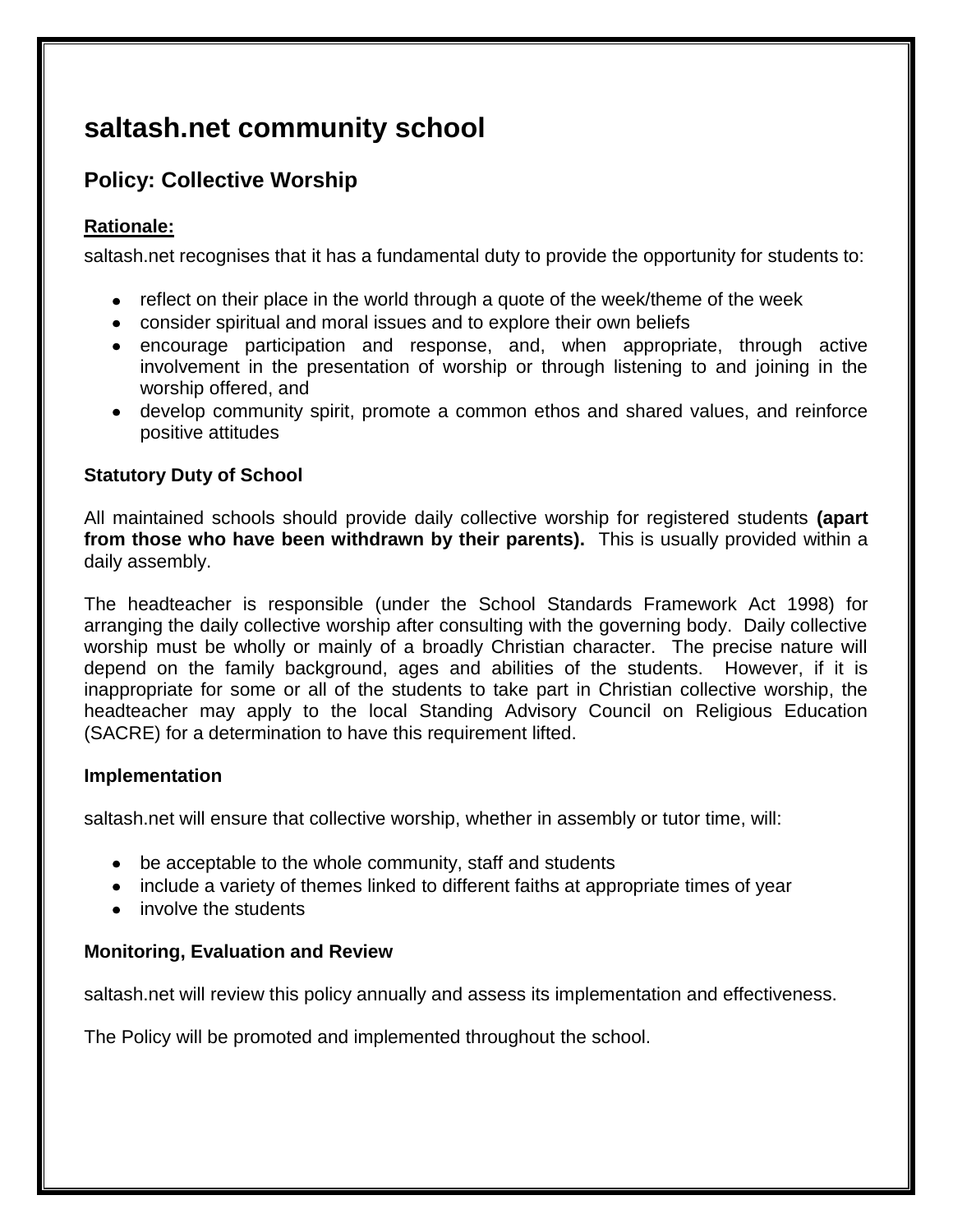# saltash.net community school

## Policy: Collective Worship

**Rationale:**

saltash.net recognises that it has a fundamental duty to provide the opportunity for students to:

- reflect on their place in the world through a quote of the week/theme of the week
- consider spiritual and moral issues and to explore their own beliefs
- encourage participation and response, and, when appropriate, through active involvement in the presentation of worship or through listening to and joining in the worship offered, and
- develop community spirit, promote a common ethos and shared values, and reinforce positive attitudes

### Statutory Duty of School

All maintained schools should provide daily collective worship for registered students **(apart from those who have been withdrawn by their parents).** This is usually provided within a daily assembly.

The headteacher is responsible (under the School Standards Framework Act 1998) for arranging the daily collective worship after consulting with the governing body. Daily collective worship must be wholly or mainly of a broadly Christian character. The precise nature will depend on the family background, ages and abilities of the students. However, if it is inappropriate for some or all of the students to take part in Christian collective worship, the headteacher may apply to the local Standing Advisory Council on Religious Education (SACRE) for a determination to have this requirement lifted.

### Implementation

saltash.net will ensure that collective worship, whether in assembly or tutor time, will:

- be acceptable to the whole community, staff and students
- include a variety of themes linked to different faiths at appropriate times of year
- involve the students

### Monitoring, Evaluation and Review

saltash.net will review this policy annually and assess its implementation and effectiveness.

The Policy will be promoted and implemented throughout the school.